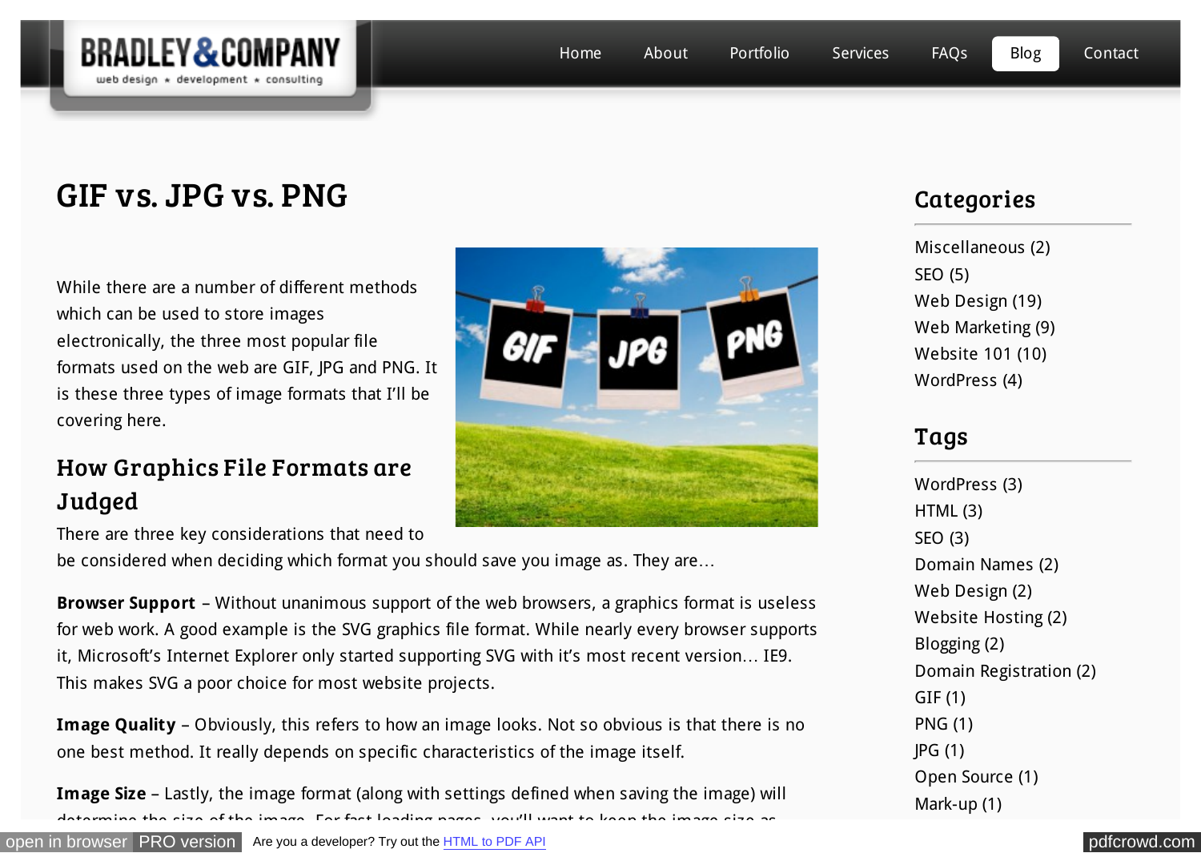BRADLEY&COMPANY
web design ⋆ development ⋆ consulting

Home About Portfolio Services FAQs Blog Contact

# GIF vs. JPG vs. PNG

While there are a number of different methods which can be used to store images electronically, the three most popular file formats used on the web are GIF, JPG and PNG. It is these three types of image formats that I'll be covering here.

## How Graphics File Formats are Judged

There are three key considerations that need to be considered when deciding which format you should save you image as. They are…

**Browser Support** – Without unanimous support of the web browsers, a graphics format is useless for web work. A good example is the SVG graphics file format. While nearly every browser supports it, Microsoft's Internet Explorer only started supporting SVG with it's most recent version… IE9. This makes SVG a poor choice for most website projects.

**Image Quality** – Obviously, this refers to how an image looks. Not so obvious is that there is no one best method. It really depends on specific characteristics of the image itself.

**Image Size** – Lastly, the image format (along with settings defined when saving the image) will

## Categories

- Miscellaneous (2)
- SEO (5)
- Web Design (19)
- Web Marketing (9)
- Website 101 (10)
- WordPress (4)

## Tags

- WordPress (3)
- HTML (3)
- SEO (3)
- Domain Names (2)
- Web Design (2)
- Website Hosting (2)
- Blogging (2)
- Domain Registration (2)
- GIF (1)
- PNG (1)
- JPG (1)
- Open Source (1)
- Mark-up (1)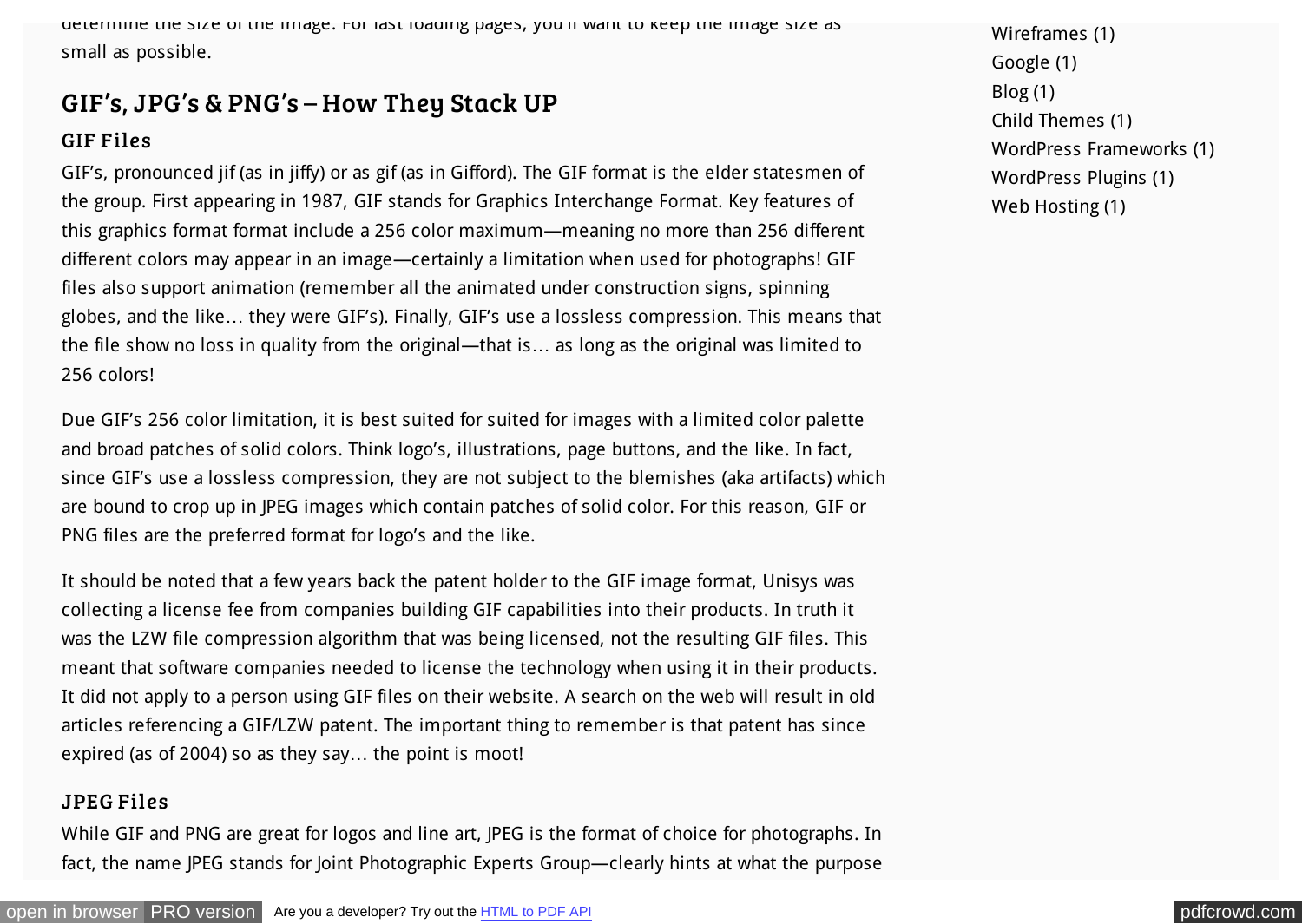determine the size of the image. For fast loading pages, you'll want to keep the image size as small as possible.

## GIF's, JPG's & PNG's – How They Stack UP

### GIF Files

GIF's, pronounced jif (as in jiffy) or as gif (as in Gifford). The GIF format is the elder statesmen of the group. First appearing in 1987, GIF stands for Graphics Interchange Format. Key features of this graphics format format include a 256 color maximum—meaning no more than 256 different different colors may appear in an image—certainly a limitation when used for photographs! GIF files also support animation (remember all the animated under construction signs, spinning globes, and the like… they were GIF's). Finally, GIF's use a lossless compression. This means that the file show no loss in quality from the original—that is… as long as the original was limited to 256 colors!

Due GIF's 256 color limitation, it is best suited for suited for images with a limited color palette and broad patches of solid colors. Think logo's, illustrations, page buttons, and the like. In fact, since GIF's use a lossless compression, they are not subject to the blemishes (aka artifacts) which are bound to crop up in JPEG images which contain patches of solid color. For this reason, GIF or PNG files are the preferred format for logo's and the like.

It should be noted that a few years back the patent holder to the GIF image format, Unisys was collecting a license fee from companies building GIF capabilities into their products. In truth it was the LZW file compression algorithm that was being licensed, not the resulting GIF files. This meant that software companies needed to license the technology when using it in their products. It did not apply to a person using GIF files on their website. A search on the web will result in old articles referencing a GIF/LZW patent. The important thing to remember is that patent has since expired (as of 2004) so as they say… the point is moot!

### JPEG Files

While GIF and PNG are great for logos and line art, JPEG is the format of choice for photographs. In fact, the name JPEG stands for Joint Photographic Experts Group—clearly hints at what the purpose

Wireframes (1)
Google (1)
Blog (1)
Child Themes (1)
WordPress Frameworks (1)
WordPress Plugins (1)
Web Hosting (1)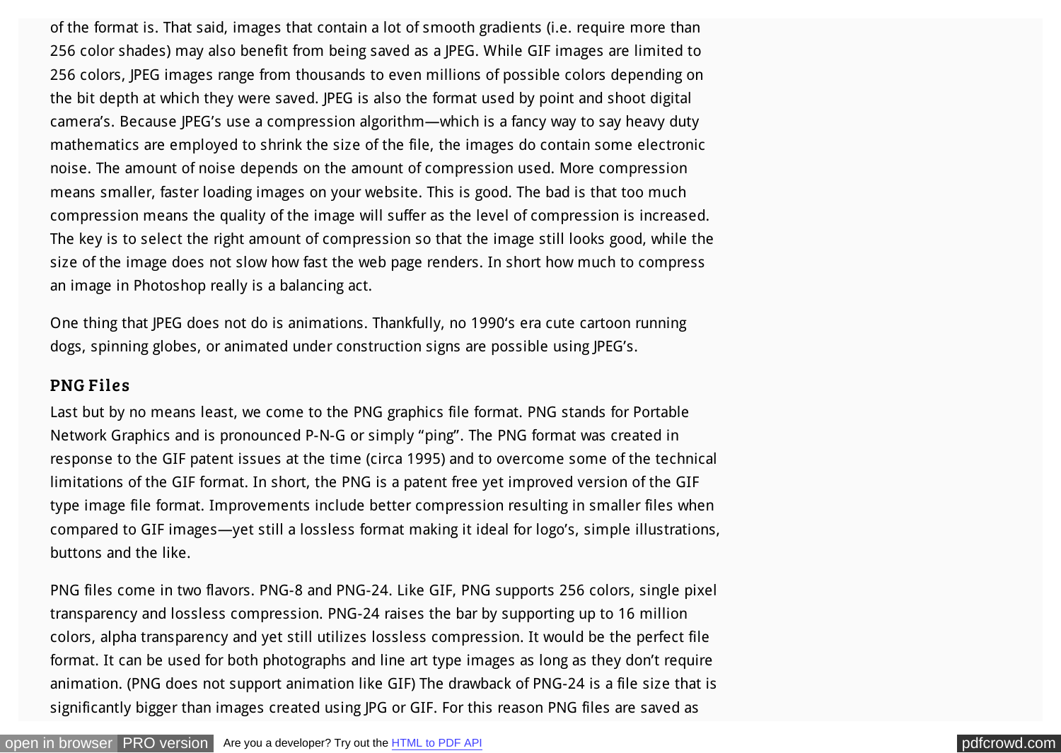of the format is. That said, images that contain a lot of smooth gradients (i.e. require more than 256 color shades) may also benefit from being saved as a JPEG. While GIF images are limited to 256 colors, JPEG images range from thousands to even millions of possible colors depending on the bit depth at which they were saved. JPEG is also the format used by point and shoot digital camera's. Because JPEG's use a compression algorithm—which is a fancy way to say heavy duty mathematics are employed to shrink the size of the file, the images do contain some electronic noise. The amount of noise depends on the amount of compression used. More compression means smaller, faster loading images on your website. This is good. The bad is that too much compression means the quality of the image will suffer as the level of compression is increased. The key is to select the right amount of compression so that the image still looks good, while the size of the image does not slow how fast the web page renders. In short how much to compress an image in Photoshop really is a balancing act.

One thing that JPEG does not do is animations. Thankfully, no 1990's era cute cartoon running dogs, spinning globes, or animated under construction signs are possible using JPEG's.

### PNG Files

Last but by no means least, we come to the PNG graphics file format. PNG stands for Portable Network Graphics and is pronounced P-N-G or simply "ping". The PNG format was created in response to the GIF patent issues at the time (circa 1995) and to overcome some of the technical limitations of the GIF format. In short, the PNG is a patent free yet improved version of the GIF type image file format. Improvements include better compression resulting in smaller files when compared to GIF images—yet still a lossless format making it ideal for logo's, simple illustrations, buttons and the like.

PNG files come in two flavors. PNG-8 and PNG-24. Like GIF, PNG supports 256 colors, single pixel transparency and lossless compression. PNG-24 raises the bar by supporting up to 16 million colors, alpha transparency and yet still utilizes lossless compression. It would be the perfect file format. It can be used for both photographs and line art type images as long as they don't require animation. (PNG does not support animation like GIF) The drawback of PNG-24 is a file size that is significantly bigger than images created using JPG or GIF. For this reason PNG files are saved as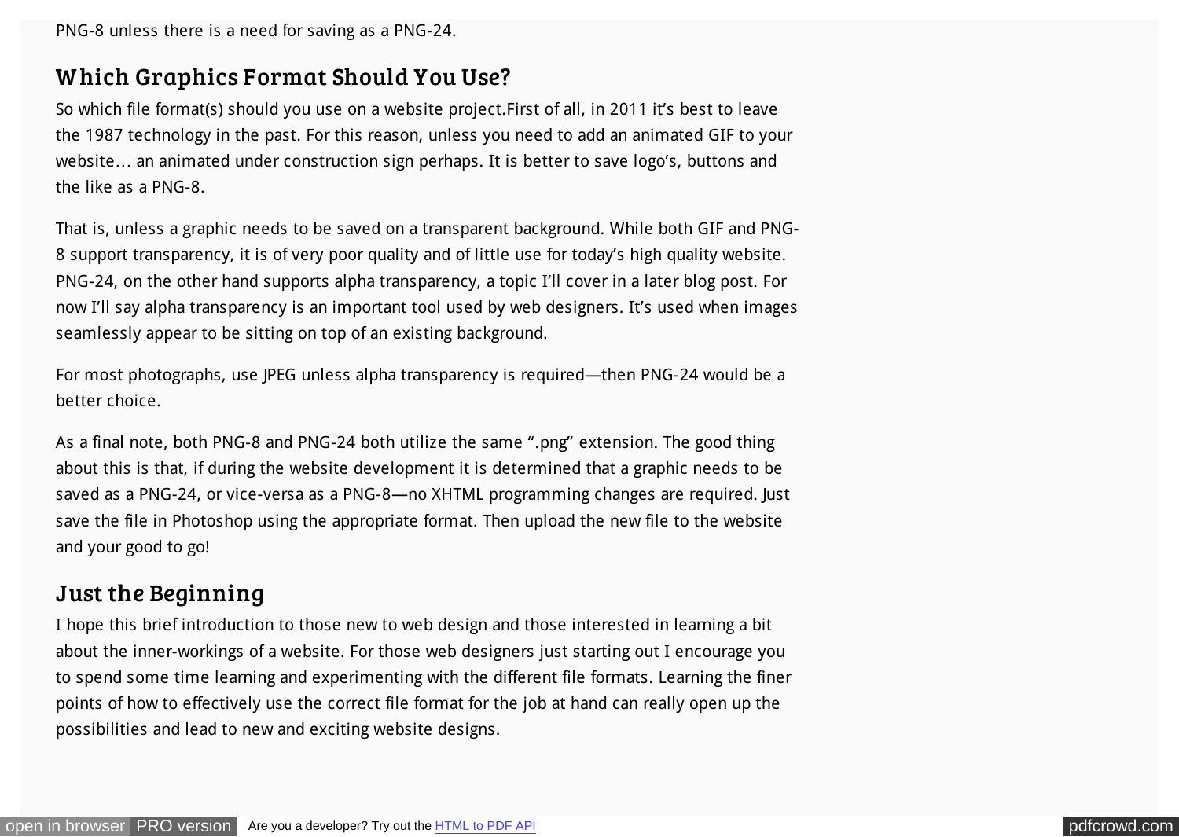PNG-8 unless there is a need for saving as a PNG-24.

## Which Graphics Format Should You Use?

So which file format(s) should you use on a website project.First of all, in 2011 it's best to leave the 1987 technology in the past. For this reason, unless you need to add an animated GIF to your website… an animated under construction sign perhaps. It is better to save logo's, buttons and the like as a PNG-8.

That is, unless a graphic needs to be saved on a transparent background. While both GIF and PNG-8 support transparency, it is of very poor quality and of little use for today's high quality website. PNG-24, on the other hand supports alpha transparency, a topic I'll cover in a later blog post. For now I'll say alpha transparency is an important tool used by web designers. It's used when images seamlessly appear to be sitting on top of an existing background.

For most photographs, use JPEG unless alpha transparency is required—then PNG-24 would be a better choice.

As a final note, both PNG-8 and PNG-24 both utilize the same ".png" extension. The good thing about this is that, if during the website development it is determined that a graphic needs to be saved as a PNG-24, or vice-versa as a PNG-8—no XHTML programming changes are required. Just save the file in Photoshop using the appropriate format. Then upload the new file to the website and your good to go!

## Just the Beginning

I hope this brief introduction to those new to web design and those interested in learning a bit about the inner-workings of a website. For those web designers just starting out I encourage you to spend some time learning and experimenting with the different file formats. Learning the finer points of how to effectively use the correct file format for the job at hand can really open up the possibilities and lead to new and exciting website designs.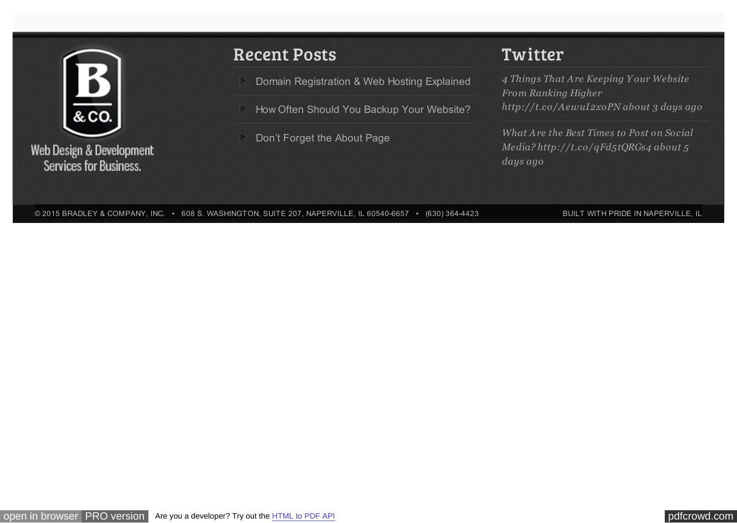Web Design & Development Services for Business.

## Recent Posts

- Domain Registration & Web Hosting Explained
- How Often Should You Backup Your Website?
- Don’t Forget the About Page

## Twitter

*4 Things That Are Keeping Your Website From Ranking Higher http://t.co/AewuI2xoPN about 3 days ago*

*What Are the Best Times to Post on Social Media? http://t.co/qFd5tQRGs4 about 5 days ago*

© 2015 BRADLEY & COMPANY, INC. • 608 S. WASHINGTON, SUITE 207, NAPERVILLE, IL 60540-6657 • (630) 364-4423

BUILT WITH PRIDE IN NAPERVILLE, IL